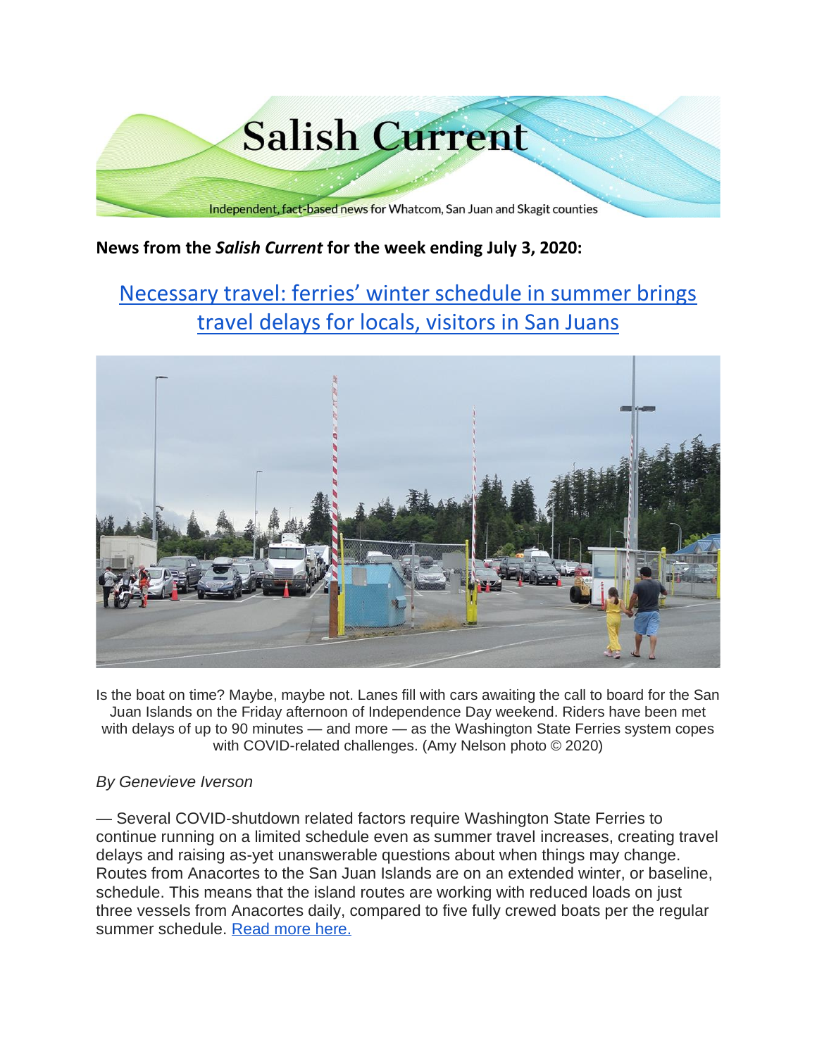# Salish Current

Independent, fact-based news for Whatcom, San Juan and Skagit counties

**News from the *Salish Current* for the week ending July 3, 2020:**

## Necessary travel: ferries' winter schedule in summer brings travel delays for locals, visitors in San Juans

Is the boat on time? Maybe, maybe not. Lanes fill with cars awaiting the call to board for the San Juan Islands on the Friday afternoon of Independence Day weekend. Riders have been met with delays of up to 90 minutes — and more — as the Washington State Ferries system copes with COVID-related challenges. (Amy Nelson photo © 2020)

*By Genevieve Iverson*

— Several COVID-shutdown related factors require Washington State Ferries to continue running on a limited schedule even as summer travel increases, creating travel delays and raising as-yet unanswerable questions about when things may change. Routes from Anacortes to the San Juan Islands are on an extended winter, or baseline, schedule. This means that the island routes are working with reduced loads on just three vessels from Anacortes daily, compared to five fully crewed boats per the regular summer schedule. Read more here.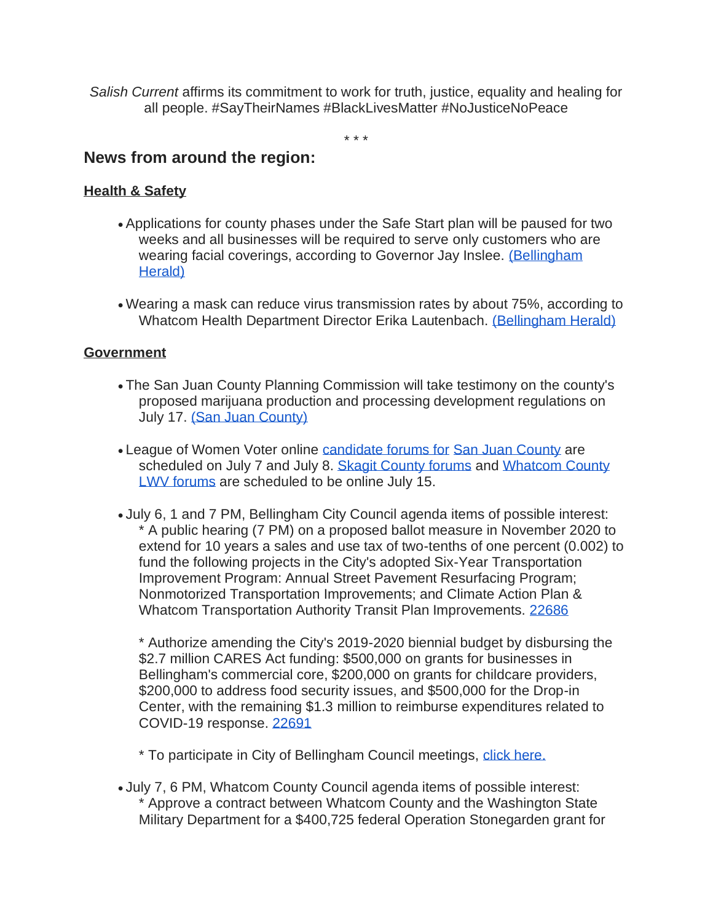*Salish Current* affirms its commitment to work for truth, justice, equality and healing for all people. #SayTheirNames #BlackLivesMatter #NoJusticeNoPeace

\* \* \*

## News from around the region:

### Health & Safety

- Applications for county phases under the Safe Start plan will be paused for two weeks and all businesses will be required to serve only customers who are wearing facial coverings, according to Governor Jay Inslee. (Bellingham Herald)

- Wearing a mask can reduce virus transmission rates by about 75%, according to Whatcom Health Department Director Erika Lautenbach. (Bellingham Herald)

### Government

- The San Juan County Planning Commission will take testimony on the county's proposed marijuana production and processing development regulations on July 17. (San Juan County)

- League of Women Voter online candidate forums for San Juan County are scheduled on July 7 and July 8. Skagit County forums and Whatcom County LWV forums are scheduled to be online July 15.

- July 6, 1 and 7 PM, Bellingham City Council agenda items of possible interest:
  * A public hearing (7 PM) on a proposed ballot measure in November 2020 to extend for 10 years a sales and use tax of two-tenths of one percent (0.002) to fund the following projects in the City's adopted Six-Year Transportation Improvement Program: Annual Street Pavement Resurfacing Program; Nonmotorized Transportation Improvements; and Climate Action Plan & Whatcom Transportation Authority Transit Plan Improvements. 22686

  * Authorize amending the City's 2019-2020 biennial budget by disbursing the $2.7 million CARES Act funding: $500,000 on grants for businesses in Bellingham's commercial core, $200,000 on grants for childcare providers, $200,000 to address food security issues, and $500,000 for the Drop-in Center, with the remaining $1.3 million to reimburse expenditures related to COVID-19 response. 22691

  * To participate in City of Bellingham Council meetings, click here.

- July 7, 6 PM, Whatcom County Council agenda items of possible interest:
  * Approve a contract between Whatcom County and the Washington State Military Department for a $400,725 federal Operation Stonegarden grant for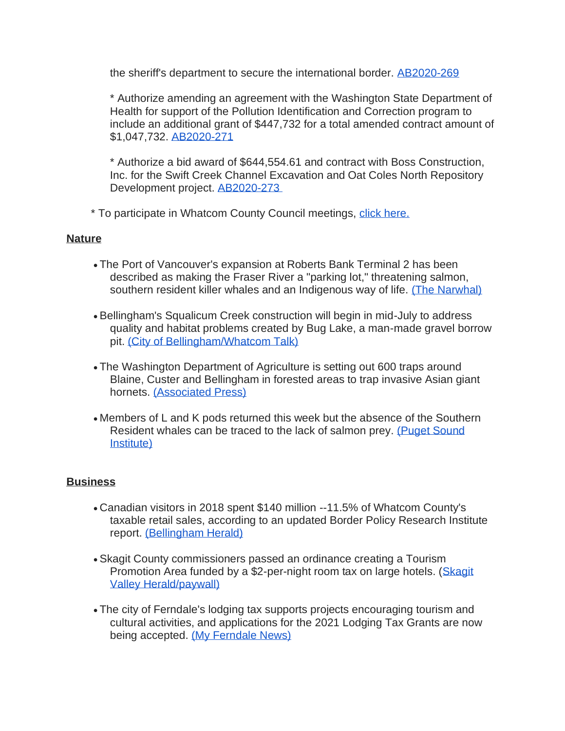the sheriff's department to secure the international border. [AB2020-269]

* Authorize amending an agreement with the Washington State Department of Health for support of the Pollution Identification and Correction program to include an additional grant of $447,732 for a total amended contract amount of $1,047,732. [AB2020-271]

* Authorize a bid award of $644,554.61 and contract with Boss Construction, Inc. for the Swift Creek Channel Excavation and Oat Coles North Repository Development project. [AB2020-273]

* To participate in Whatcom County Council meetings, [click here.]

**Nature**

- The Port of Vancouver's expansion at Roberts Bank Terminal 2 has been described as making the Fraser River a "parking lot," threatening salmon, southern resident killer whales and an Indigenous way of life. [(The Narwhal)]

- Bellingham's Squalicum Creek construction will begin in mid-July to address quality and habitat problems created by Bug Lake, a man-made gravel borrow pit. [(City of Bellingham/Whatcom Talk)]

- The Washington Department of Agriculture is setting out 600 traps around Blaine, Custer and Bellingham in forested areas to trap invasive Asian giant hornets. [(Associated Press)]

- Members of L and K pods returned this week but the absence of the Southern Resident whales can be traced to the lack of salmon prey. [(Puget Sound Institute)]

**Business**

- Canadian visitors in 2018 spent $140 million --11.5% of Whatcom County's taxable retail sales, according to an updated Border Policy Research Institute report. [(Bellingham Herald)]

- Skagit County commissioners passed an ordinance creating a Tourism Promotion Area funded by a $2-per-night room tax on large hotels. ([Skagit Valley Herald/paywall)]

- The city of Ferndale's lodging tax supports projects encouraging tourism and cultural activities, and applications for the 2021 Lodging Tax Grants are now being accepted. [(My Ferndale News)]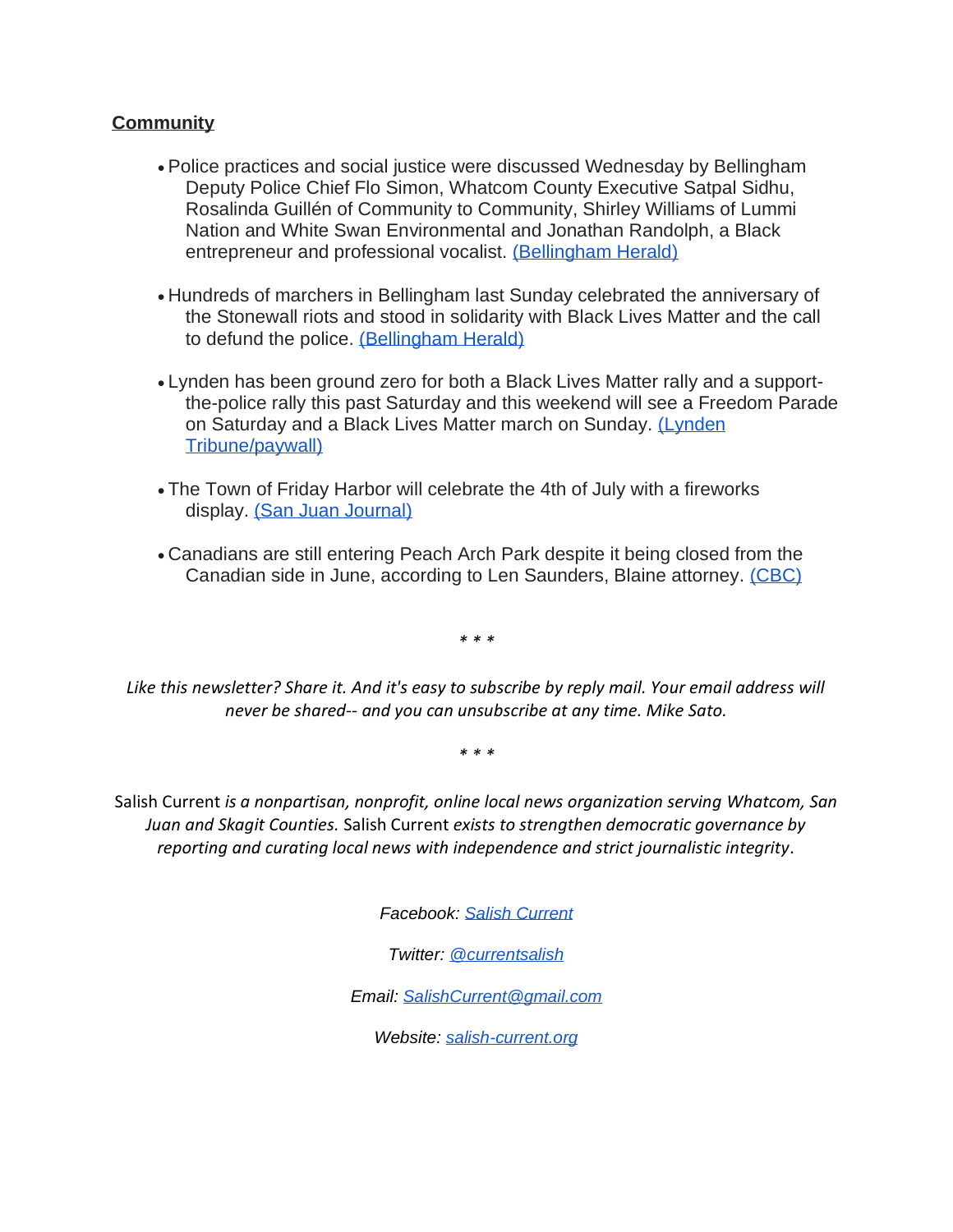**Community**

- Police practices and social justice were discussed Wednesday by Bellingham Deputy Police Chief Flo Simon, Whatcom County Executive Satpal Sidhu, Rosalinda Guillén of Community to Community, Shirley Williams of Lummi Nation and White Swan Environmental and Jonathan Randolph, a Black entrepreneur and professional vocalist. (Bellingham Herald)

- Hundreds of marchers in Bellingham last Sunday celebrated the anniversary of the Stonewall riots and stood in solidarity with Black Lives Matter and the call to defund the police. (Bellingham Herald)

- Lynden has been ground zero for both a Black Lives Matter rally and a support-the-police rally this past Saturday and this weekend will see a Freedom Parade on Saturday and a Black Lives Matter march on Sunday. (Lynden Tribune/paywall)

- The Town of Friday Harbor will celebrate the 4th of July with a fireworks display. (San Juan Journal)

- Canadians are still entering Peach Arch Park despite it being closed from the Canadian side in June, according to Len Saunders, Blaine attorney. (CBC)

\* \* \*

*Like this newsletter? Share it. And it's easy to subscribe by reply mail. Your email address will never be shared-- and you can unsubscribe at any time. Mike Sato.*

\* \* \*

Salish Current *is a nonpartisan, nonprofit, online local news organization serving Whatcom, San Juan and Skagit Counties.* Salish Current *exists to strengthen democratic governance by reporting and curating local news with independence and strict journalistic integrity*.

*Facebook:* Salish Current

*Twitter:* @currentsalish

*Email:* SalishCurrent@gmail.com

*Website:* salish-current.org